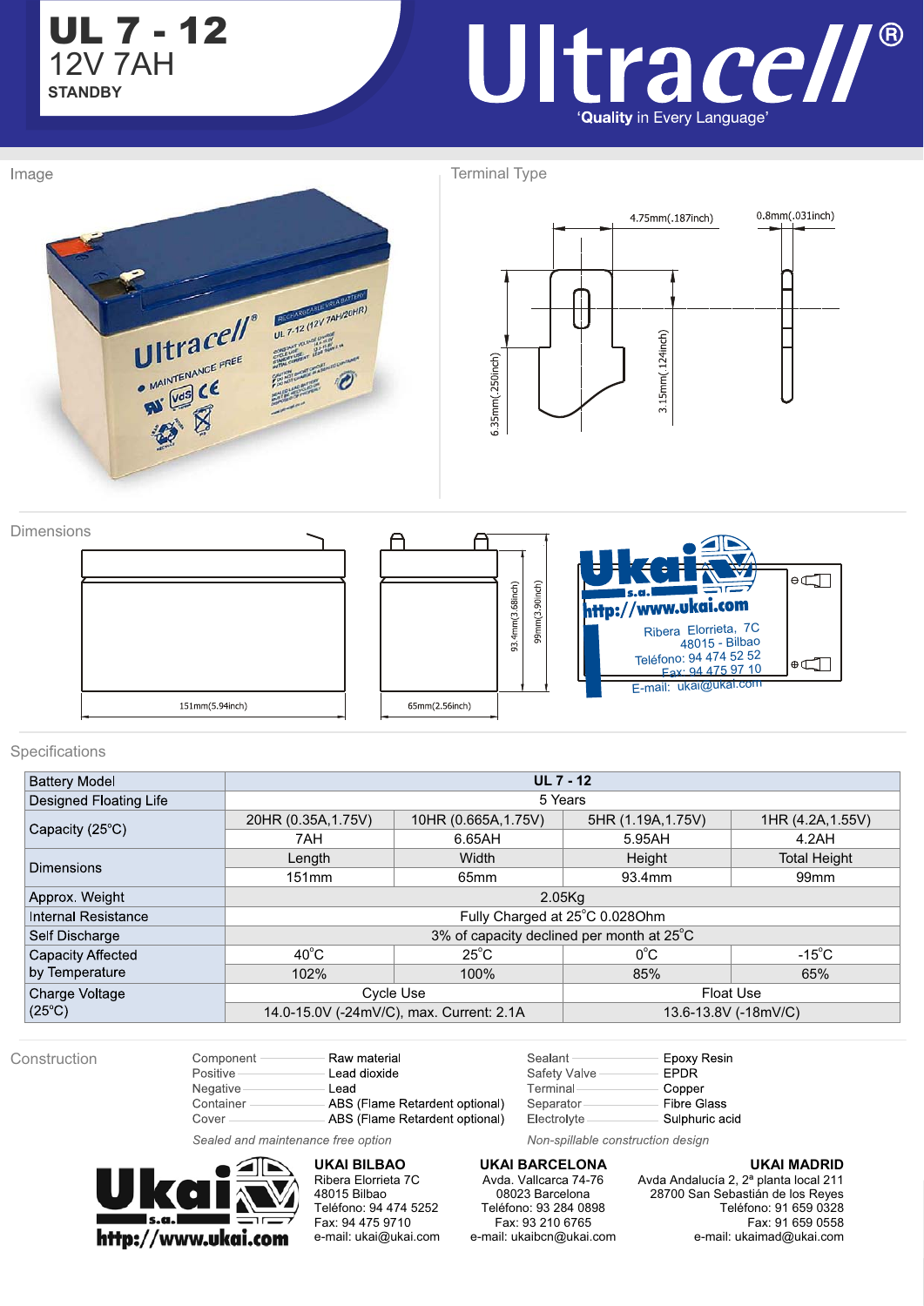# UL 7 - 12

12V 7AH

**STANDBY**

**Ultracell®**

'**Quality** in Every Language'

## Image

## Terminal Type

4.75mm(.187inch)

0.8mm(.031inch)

6.35mm(.250inch)

3.15mm(.124inch)

## Dimensions

151mm(5.94inch)

65mm(2.56inch)

93.4mm(3.68inch)

99mm(3.90inch)

Ukai s.a.
http://www.ukai.com
Ribera Elorrieta, 7C
48015 - Bilbao
Teléfono: 94 474 52 52
Fax: 94 475 97 10
E-mail: ukai@ukai.com

## Specifications

| Battery Model | UL 7 - 12 | | | |
|---|---|---|---|---|
| Designed Floating Life | 5 Years | | | |
| Capacity (25°C) | 20HR (0.35A,1.75V) | 10HR (0.665A,1.75V) | 5HR (1.19A,1.75V) | 1HR (4.2A,1.55V) |
| | 7AH | 6.65AH | 5.95AH | 4.2AH |
| Dimensions | Length | Width | Height | Total Height |
| | 151mm | 65mm | 93.4mm | 99mm |
| Approx. Weight | 2.05Kg | | | |
| Internal Resistance | Fully Charged at 25°C 0.028Ohm | | | |
| Self Discharge | 3% of capacity declined per month at 25°C | | | |
| Capacity Affected by Temperature | 40°C | 25°C | 0°C | -15°C |
| | 102% | 100% | 85% | 65% |
| Charge Voltage (25°C) | Cycle Use | | Float Use | |
| | 14.0-15.0V (-24mV/C), max. Current: 2.1A | | 13.6-13.8V (-18mV/C) | |

## Construction

| Component | Raw material |
|---|---|
| Positive | Lead dioxide |
| Negative | Lead |
| Container | ABS (Flame Retardent optional) |
| Cover | ABS (Flame Retardent optional) |
| Sealant | Epoxy Resin |
| Safety Valve | EPDR |
| Terminal | Copper |
| Separator | Fibre Glass |
| Electrolyte | Sulphuric acid |

*Sealed and maintenance free option*

*Non-spillable construction design*

Ukai s.a. http://www.ukai.com

**UKAI BILBAO**
Ribera Elorrieta 7C
48015 Bilbao
Teléfono: 94 474 5252
Fax: 94 475 9710
e-mail: ukai@ukai.com

**UKAI BARCELONA**
Avda. Vallcarca 74-76
08023 Barcelona
Teléfono: 93 284 0898
Fax: 93 210 6765
e-mail: ukaibcn@ukai.com

**UKAI MADRID**
Avda Andalucía 2, 2ª planta local 211
28700 San Sebastián de los Reyes
Teléfono: 91 659 0328
Fax: 91 659 0558
e-mail: ukaimad@ukai.com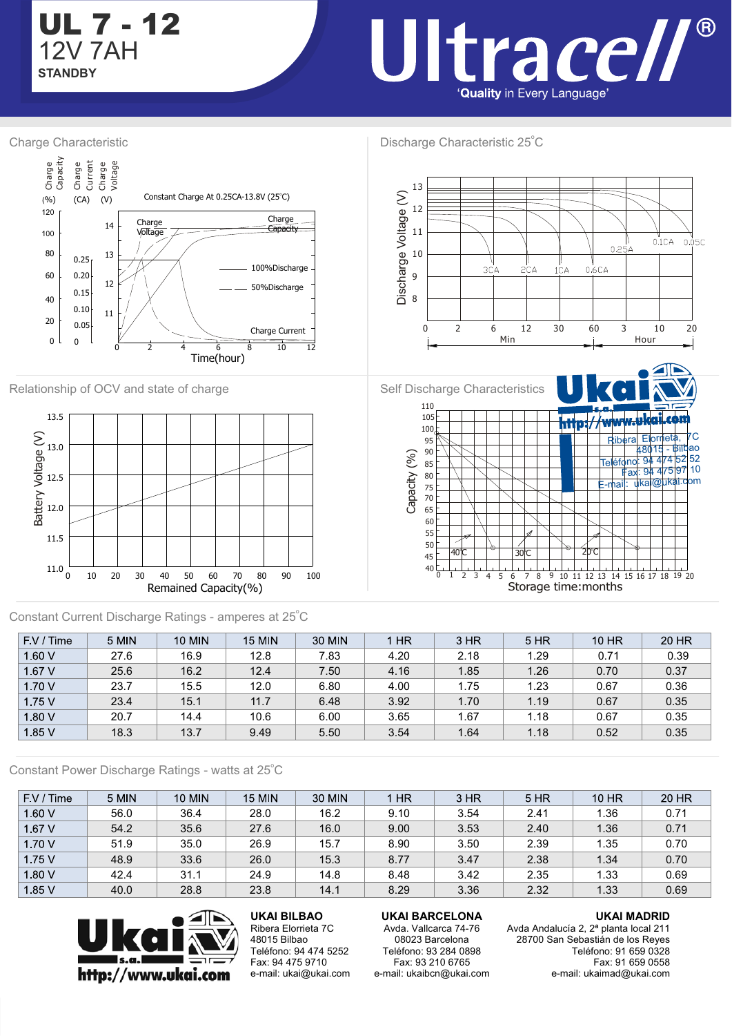# UL 7 - 12
12V 7AH
STANDBY

Ultracell®
'Quality in Every Language'

## Charge Characteristic

Charge Capacity (%)
Charge Current (CA)
Charge Voltage (V)

Constant Charge At 0.25CA-13.8V (25°C)

Charge Voltage
Charge Capacity
100%Discharge
50%Discharge
Charge Current

120 100 80 60 40 20 0
0.25 0.20 0.15 0.10 0.05 0
14 13 12 11
0 2 4 6 8 10 12
Time(hour)

## Discharge Characteristic 25°C

Discharge Voltage (V)
13 12 11 10 9 8
3CA 2CA 1CA 0.6CA 0.25A 0.1CA 0.05C
0 2 6 12 30 60 3 10 20
Min Hour

## Relationship of OCV and state of charge

Battery Voltage (V)
13.5 13.0 12.5 12.0 11.5 11.0
0 10 20 30 40 50 60 70 80 90 100
Remained Capacity(%)

## Self Discharge Characteristics

Capacity (%)
110 105 100 95 90 85 80 75 70 65 60 55 50 45 40
40°C 30°C 20°C
0 1 2 3 4 5 6 7 8 9 10 11 12 13 14 15 16 17 18 19 20
Storage time:months

Ukai s.a.
http://www.ukai.com
Ribera Elorrieta, 7C
48015 - Bilbao
Teléfono: 94 474 52 52
Fax: 94 475 97 10
E-mail: ukai@ukai.com

## Constant Current Discharge Ratings - amperes at 25°C

| F.V / Time | 5 MIN | 10 MIN | 15 MIN | 30 MIN | 1 HR | 3 HR | 5 HR | 10 HR | 20 HR |
|---|---|---|---|---|---|---|---|---|---|
| 1.60 V | 27.6 | 16.9 | 12.8 | 7.83 | 4.20 | 2.18 | 1.29 | 0.71 | 0.39 |
| 1.67 V | 25.6 | 16.2 | 12.4 | 7.50 | 4.16 | 1.85 | 1.26 | 0.70 | 0.37 |
| 1.70 V | 23.7 | 15.5 | 12.0 | 6.80 | 4.00 | 1.75 | 1.23 | 0.67 | 0.36 |
| 1.75 V | 23.4 | 15.1 | 11.7 | 6.48 | 3.92 | 1.70 | 1.19 | 0.67 | 0.35 |
| 1.80 V | 20.7 | 14.4 | 10.6 | 6.00 | 3.65 | 1.67 | 1.18 | 0.67 | 0.35 |
| 1.85 V | 18.3 | 13.7 | 9.49 | 5.50 | 3.54 | 1.64 | 1.18 | 0.52 | 0.35 |

## Constant Power Discharge Ratings - watts at 25°C

| F.V / Time | 5 MIN | 10 MIN | 15 MIN | 30 MIN | 1 HR | 3 HR | 5 HR | 10 HR | 20 HR |
|---|---|---|---|---|---|---|---|---|---|
| 1.60 V | 56.0 | 36.4 | 28.0 | 16.2 | 9.10 | 3.54 | 2.41 | 1.36 | 0.71 |
| 1.67 V | 54.2 | 35.6 | 27.6 | 16.0 | 9.00 | 3.53 | 2.40 | 1.36 | 0.71 |
| 1.70 V | 51.9 | 35.0 | 26.9 | 15.7 | 8.90 | 3.50 | 2.39 | 1.35 | 0.70 |
| 1.75 V | 48.9 | 33.6 | 26.0 | 15.3 | 8.77 | 3.47 | 2.38 | 1.34 | 0.70 |
| 1.80 V | 42.4 | 31.1 | 24.9 | 14.8 | 8.48 | 3.42 | 2.35 | 1.33 | 0.69 |
| 1.85 V | 40.0 | 28.8 | 23.8 | 14.1 | 8.29 | 3.36 | 2.32 | 1.33 | 0.69 |

Ukai s.a.
http://www.ukai.com

**UKAI BILBAO**
Ribera Elorrieta 7C
48015 Bilbao
Teléfono: 94 474 5252
Fax: 94 475 9710
e-mail: ukai@ukai.com

**UKAI BARCELONA**
Avda. Vallcarca 74-76
08023 Barcelona
Teléfono: 93 284 0898
Fax: 93 210 6765
e-mail: ukaibcn@ukai.com

**UKAI MADRID**
Avda Andalucía 2, 2ª planta local 211
28700 San Sebastián de los Reyes
Teléfono: 91 659 0328
Fax: 91 659 0558
e-mail: ukaimad@ukai.com